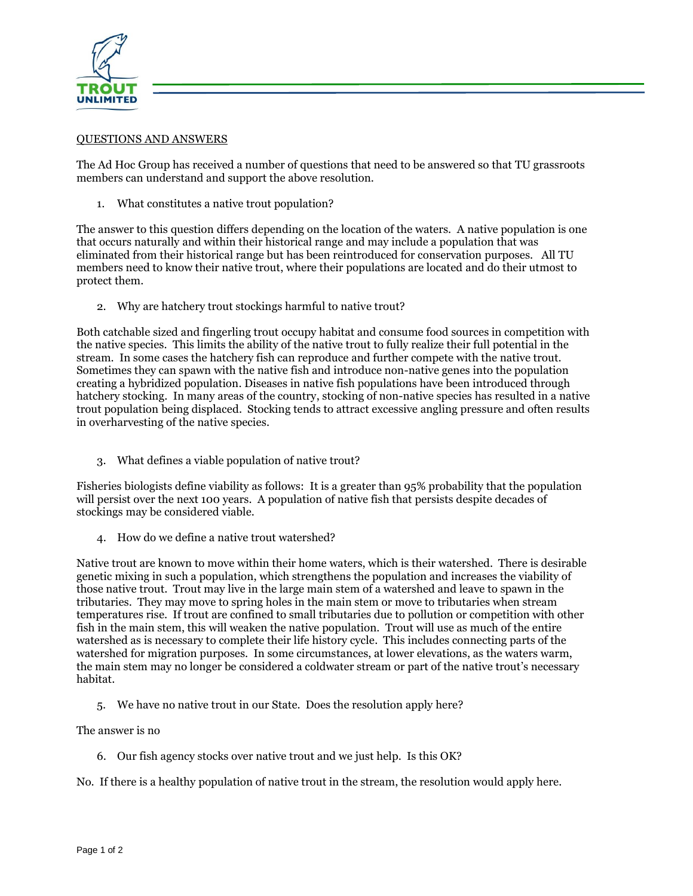## QUESTIONS AND ANSWERS

The Ad Hoc Group has received a number of questions that need to be answered so that TU grassroots members can understand and support the above resolution.

1. What constitutes a native trout population?

The answer to this question differs depending on the location of the waters. A native population is one that occurs naturally and within their historical range and may include a population that was eliminated from their historical range but has been reintroduced for conservation purposes. All TU members need to know their native trout, where their populations are located and do their utmost to protect them.

2. Why are hatchery trout stockings harmful to native trout?

Both catchable sized and fingerling trout occupy habitat and consume food sources in competition with the native species. This limits the ability of the native trout to fully realize their full potential in the stream. In some cases the hatchery fish can reproduce and further compete with the native trout. Sometimes they can spawn with the native fish and introduce non-native genes into the population creating a hybridized population. Diseases in native fish populations have been introduced through hatchery stocking. In many areas of the country, stocking of non-native species has resulted in a native trout population being displaced. Stocking tends to attract excessive angling pressure and often results in overharvesting of the native species.

3. What defines a viable population of native trout?

Fisheries biologists define viability as follows: It is a greater than 95% probability that the population will persist over the next 100 years. A population of native fish that persists despite decades of stockings may be considered viable.

4. How do we define a native trout watershed?

Native trout are known to move within their home waters, which is their watershed. There is desirable genetic mixing in such a population, which strengthens the population and increases the viability of those native trout. Trout may live in the large main stem of a watershed and leave to spawn in the tributaries. They may move to spring holes in the main stem or move to tributaries when stream temperatures rise. If trout are confined to small tributaries due to pollution or competition with other fish in the main stem, this will weaken the native population. Trout will use as much of the entire watershed as is necessary to complete their life history cycle. This includes connecting parts of the watershed for migration purposes. In some circumstances, at lower elevations, as the waters warm, the main stem may no longer be considered a coldwater stream or part of the native trout's necessary habitat.

5. We have no native trout in our State. Does the resolution apply here?

The answer is no

6. Our fish agency stocks over native trout and we just help. Is this OK?

No. If there is a healthy population of native trout in the stream, the resolution would apply here.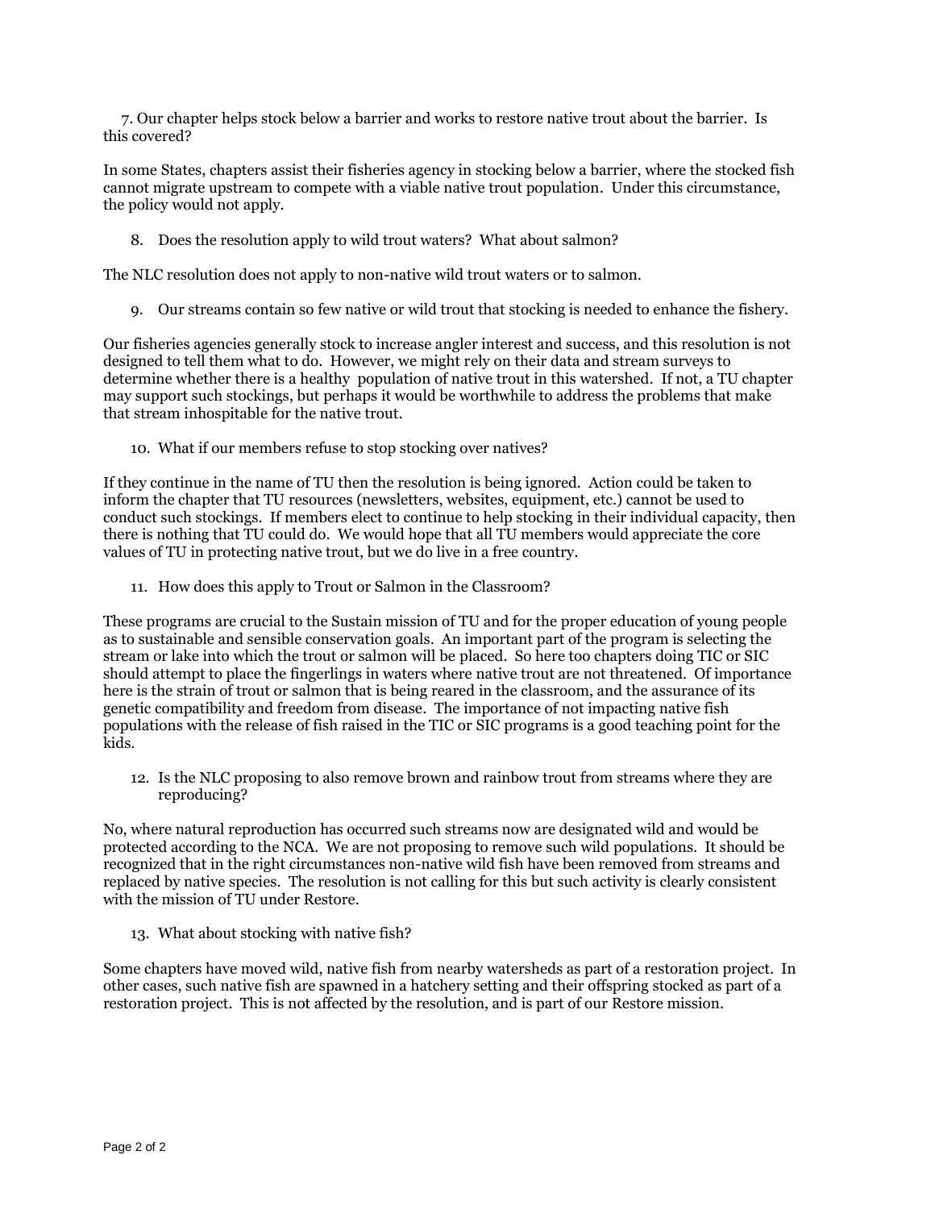7. Our chapter helps stock below a barrier and works to restore native trout about the barrier. Is this covered?

In some States, chapters assist their fisheries agency in stocking below a barrier, where the stocked fish cannot migrate upstream to compete with a viable native trout population. Under this circumstance, the policy would not apply.

8. Does the resolution apply to wild trout waters? What about salmon?

The NLC resolution does not apply to non-native wild trout waters or to salmon.

9. Our streams contain so few native or wild trout that stocking is needed to enhance the fishery.

Our fisheries agencies generally stock to increase angler interest and success, and this resolution is not designed to tell them what to do. However, we might rely on their data and stream surveys to determine whether there is a healthy population of native trout in this watershed. If not, a TU chapter may support such stockings, but perhaps it would be worthwhile to address the problems that make that stream inhospitable for the native trout.

10. What if our members refuse to stop stocking over natives?

If they continue in the name of TU then the resolution is being ignored. Action could be taken to inform the chapter that TU resources (newsletters, websites, equipment, etc.) cannot be used to conduct such stockings. If members elect to continue to help stocking in their individual capacity, then there is nothing that TU could do. We would hope that all TU members would appreciate the core values of TU in protecting native trout, but we do live in a free country.

11. How does this apply to Trout or Salmon in the Classroom?

These programs are crucial to the Sustain mission of TU and for the proper education of young people as to sustainable and sensible conservation goals. An important part of the program is selecting the stream or lake into which the trout or salmon will be placed. So here too chapters doing TIC or SIC should attempt to place the fingerlings in waters where native trout are not threatened. Of importance here is the strain of trout or salmon that is being reared in the classroom, and the assurance of its genetic compatibility and freedom from disease. The importance of not impacting native fish populations with the release of fish raised in the TIC or SIC programs is a good teaching point for the kids.

12. Is the NLC proposing to also remove brown and rainbow trout from streams where they are reproducing?

No, where natural reproduction has occurred such streams now are designated wild and would be protected according to the NCA. We are not proposing to remove such wild populations. It should be recognized that in the right circumstances non-native wild fish have been removed from streams and replaced by native species. The resolution is not calling for this but such activity is clearly consistent with the mission of TU under Restore.

13. What about stocking with native fish?

Some chapters have moved wild, native fish from nearby watersheds as part of a restoration project. In other cases, such native fish are spawned in a hatchery setting and their offspring stocked as part of a restoration project. This is not affected by the resolution, and is part of our Restore mission.